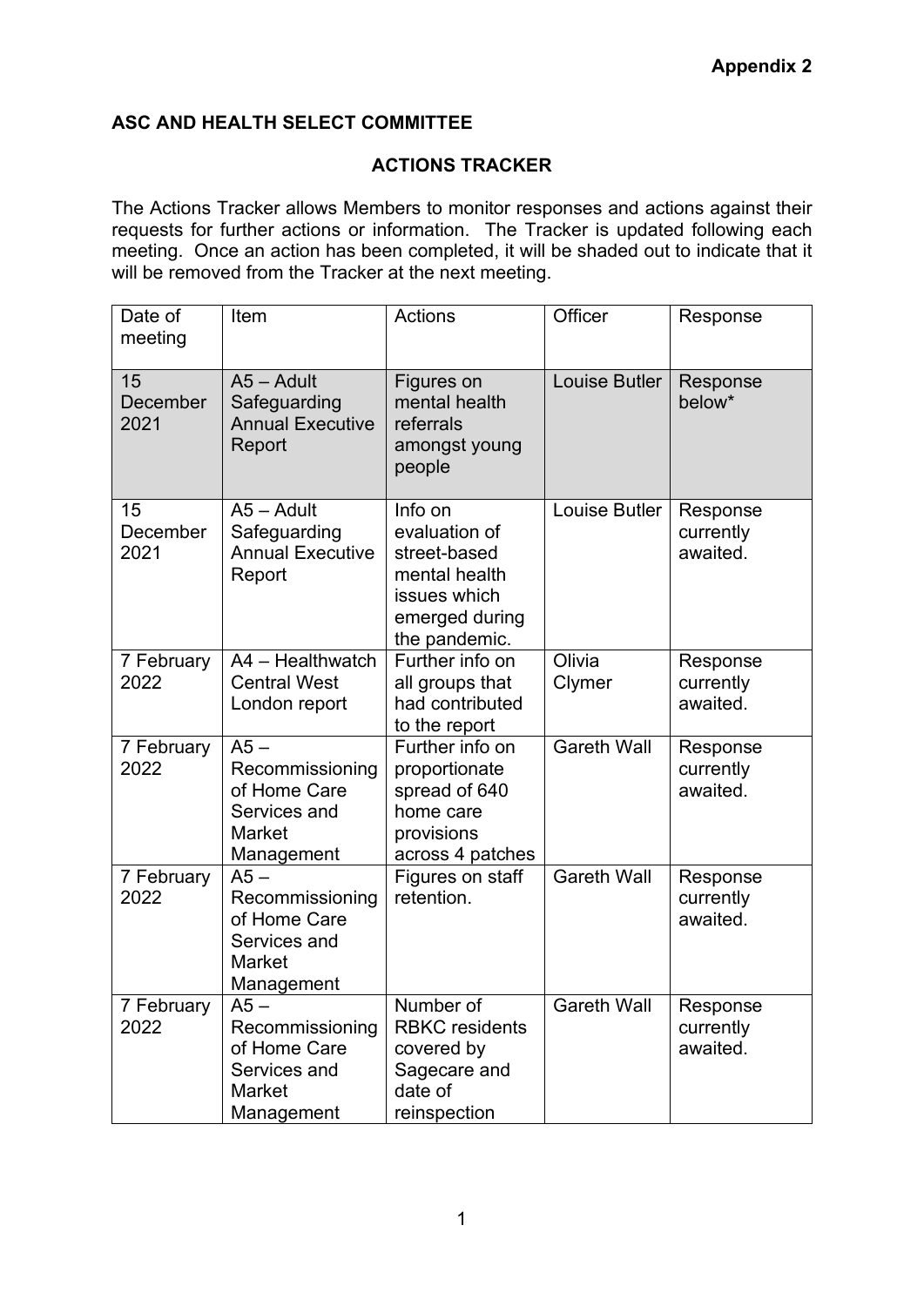**Appendix 2**

**ASC AND HEALTH SELECT COMMITTEE**

**ACTIONS TRACKER**

The Actions Tracker allows Members to monitor responses and actions against their requests for further actions or information. The Tracker is updated following each meeting. Once an action has been completed, it will be shaded out to indicate that it will be removed from the Tracker at the next meeting.

| Date of meeting | Item | Actions | Officer | Response |
|---|---|---|---|---|
| 15 December 2021 | A5 – Adult Safeguarding Annual Executive Report | Figures on mental health referrals amongst young people | Louise Butler | Response below* |
| 15 December 2021 | A5 – Adult Safeguarding Annual Executive Report | Info on evaluation of street-based mental health issues which emerged during the pandemic. | Louise Butler | Response currently awaited. |
| 7 February 2022 | A4 – Healthwatch Central West London report | Further info on all groups that had contributed to the report | Olivia Clymer | Response currently awaited. |
| 7 February 2022 | A5 – Recommissioning of Home Care Services and Market Management | Further info on proportionate spread of 640 home care provisions across 4 patches | Gareth Wall | Response currently awaited. |
| 7 February 2022 | A5 – Recommissioning of Home Care Services and Market Management | Figures on staff retention. | Gareth Wall | Response currently awaited. |
| 7 February 2022 | A5 – Recommissioning of Home Care Services and Market Management | Number of RBKC residents covered by Sagecare and date of reinspection | Gareth Wall | Response currently awaited. |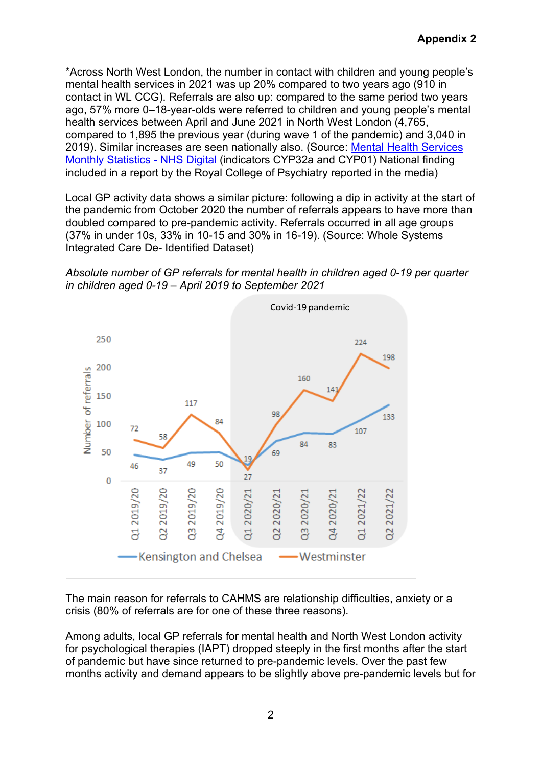*Across North West London, the number in contact with children and young people's mental health services in 2021 was up 20% compared to two years ago (910 in contact in WL CCG). Referrals are also up: compared to the same period two years ago, 57% more 0–18-year-olds were referred to children and young people's mental health services between April and June 2021 in North West London (4,765, compared to 1,895 the previous year (during wave 1 of the pandemic) and 3,040 in 2019). Similar increases are seen nationally also. (Source: Mental Health Services Monthly Statistics - NHS Digital (indicators CYP32a and CYP01) National finding included in a report by the Royal College of Psychiatry reported in the media)

Local GP activity data shows a similar picture: following a dip in activity at the start of the pandemic from October 2020 the number of referrals appears to have more than doubled compared to pre-pandemic activity. Referrals occurred in all age groups (37% in under 10s, 33% in 10-15 and 30% in 16-19). (Source: Whole Systems Integrated Care De- Identified Dataset)

*Absolute number of GP referrals for mental health in children aged 0-19 per quarter in children aged 0-19 – April 2019 to September 2021*

| Quarter | Kensington and Chelsea | Westminster |
|---|---|---|
| Q1 2019/20 | 46 | 72 |
| Q2 2019/20 | 37 | 58 |
| Q3 2019/20 | 49 | 117 |
| Q4 2019/20 | 50 | 84 |
| Q1 2020/21 (Covid-19 pandemic) | 27 | 19 |
| Q2 2020/21 (Covid-19 pandemic) | 69 | 98 |
| Q3 2020/21 (Covid-19 pandemic) | 84 | 160 |
| Q4 2020/21 (Covid-19 pandemic) | 83 | 141 |
| Q1 2021/22 (Covid-19 pandemic) | 107 | 224 |
| Q2 2021/22 (Covid-19 pandemic) | 133 | 198 |

The main reason for referrals to CAHMS are relationship difficulties, anxiety or a crisis (80% of referrals are for one of these three reasons).

Among adults, local GP referrals for mental health and North West London activity for psychological therapies (IAPT) dropped steeply in the first months after the start of pandemic but have since returned to pre-pandemic levels. Over the past few months activity and demand appears to be slightly above pre-pandemic levels but for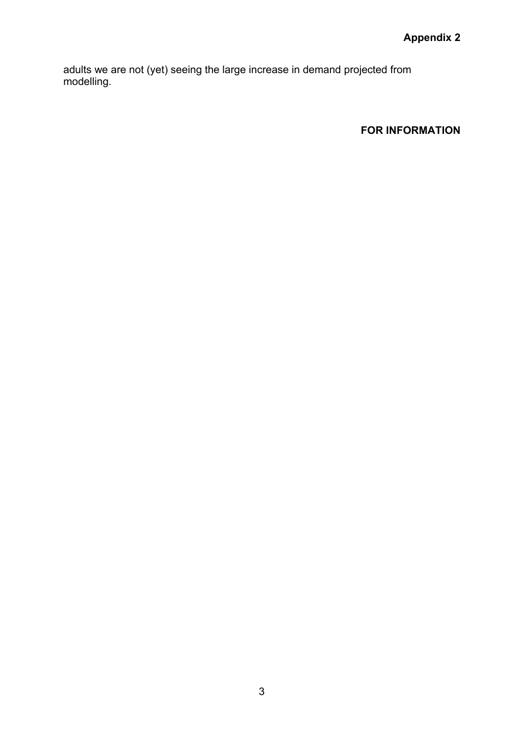adults we are not (yet) seeing the large increase in demand projected from modelling.

**FOR INFORMATION**